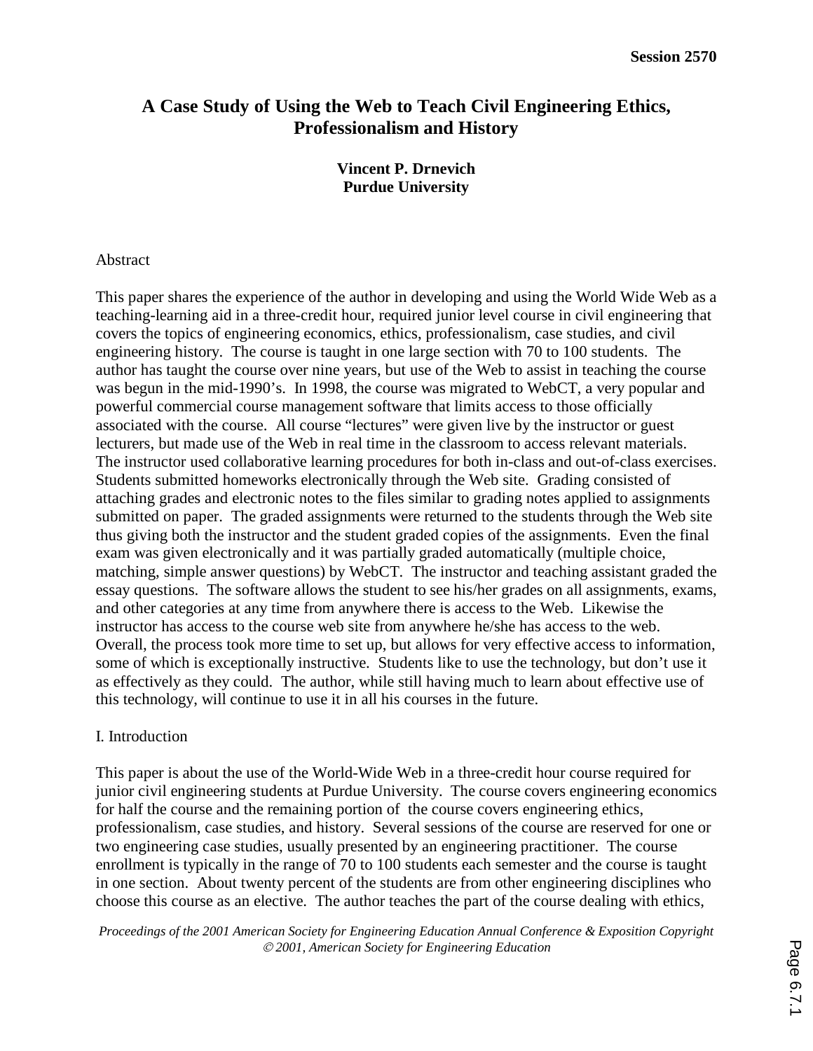# A Case Study of Using the Web to Teach Civil Engineering Ethics, Professionalism and History

**Vincent P. Drnevich**
**Purdue University**

Abstract

This paper shares the experience of the author in developing and using the World Wide Web as a teaching-learning aid in a three-credit hour, required junior level course in civil engineering that covers the topics of engineering economics, ethics, professionalism, case studies, and civil engineering history. The course is taught in one large section with 70 to 100 students. The author has taught the course over nine years, but use of the Web to assist in teaching the course was begun in the mid-1990's. In 1998, the course was migrated to WebCT, a very popular and powerful commercial course management software that limits access to those officially associated with the course. All course "lectures" were given live by the instructor or guest lecturers, but made use of the Web in real time in the classroom to access relevant materials. The instructor used collaborative learning procedures for both in-class and out-of-class exercises. Students submitted homeworks electronically through the Web site. Grading consisted of attaching grades and electronic notes to the files similar to grading notes applied to assignments submitted on paper. The graded assignments were returned to the students through the Web site thus giving both the instructor and the student graded copies of the assignments. Even the final exam was given electronically and it was partially graded automatically (multiple choice, matching, simple answer questions) by WebCT. The instructor and teaching assistant graded the essay questions. The software allows the student to see his/her grades on all assignments, exams, and other categories at any time from anywhere there is access to the Web. Likewise the instructor has access to the course web site from anywhere he/she has access to the web. Overall, the process took more time to set up, but allows for very effective access to information, some of which is exceptionally instructive. Students like to use the technology, but don't use it as effectively as they could. The author, while still having much to learn about effective use of this technology, will continue to use it in all his courses in the future.

## I. Introduction

This paper is about the use of the World-Wide Web in a three-credit hour course required for junior civil engineering students at Purdue University. The course covers engineering economics for half the course and the remaining portion of the course covers engineering ethics, professionalism, case studies, and history. Several sessions of the course are reserved for one or two engineering case studies, usually presented by an engineering practitioner. The course enrollment is typically in the range of 70 to 100 students each semester and the course is taught in one section. About twenty percent of the students are from other engineering disciplines who choose this course as an elective. The author teaches the part of the course dealing with ethics,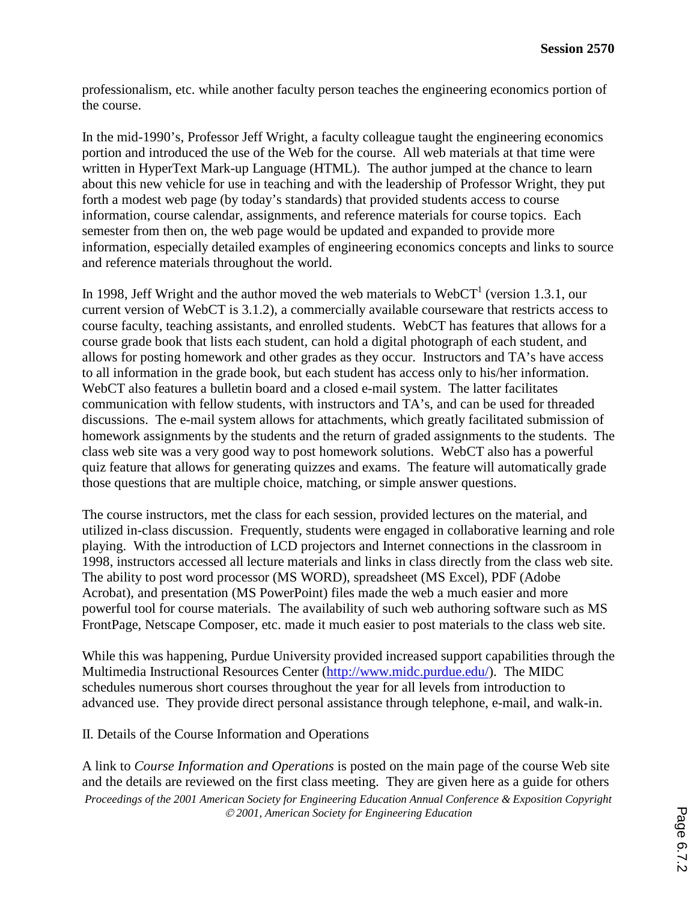professionalism, etc. while another faculty person teaches the engineering economics portion of the course.

In the mid-1990's, Professor Jeff Wright, a faculty colleague taught the engineering economics portion and introduced the use of the Web for the course. All web materials at that time were written in HyperText Mark-up Language (HTML). The author jumped at the chance to learn about this new vehicle for use in teaching and with the leadership of Professor Wright, they put forth a modest web page (by today's standards) that provided students access to course information, course calendar, assignments, and reference materials for course topics. Each semester from then on, the web page would be updated and expanded to provide more information, especially detailed examples of engineering economics concepts and links to source and reference materials throughout the world.

In 1998, Jeff Wright and the author moved the web materials to WebCT[1] (version 1.3.1, our current version of WebCT is 3.1.2), a commercially available courseware that restricts access to course faculty, teaching assistants, and enrolled students. WebCT has features that allows for a course grade book that lists each student, can hold a digital photograph of each student, and allows for posting homework and other grades as they occur. Instructors and TA's have access to all information in the grade book, but each student has access only to his/her information. WebCT also features a bulletin board and a closed e-mail system. The latter facilitates communication with fellow students, with instructors and TA's, and can be used for threaded discussions. The e-mail system allows for attachments, which greatly facilitated submission of homework assignments by the students and the return of graded assignments to the students. The class web site was a very good way to post homework solutions. WebCT also has a powerful quiz feature that allows for generating quizzes and exams. The feature will automatically grade those questions that are multiple choice, matching, or simple answer questions.

The course instructors, met the class for each session, provided lectures on the material, and utilized in-class discussion. Frequently, students were engaged in collaborative learning and role playing. With the introduction of LCD projectors and Internet connections in the classroom in 1998, instructors accessed all lecture materials and links in class directly from the class web site. The ability to post word processor (MS WORD), spreadsheet (MS Excel), PDF (Adobe Acrobat), and presentation (MS PowerPoint) files made the web a much easier and more powerful tool for course materials. The availability of such web authoring software such as MS FrontPage, Netscape Composer, etc. made it much easier to post materials to the class web site.

While this was happening, Purdue University provided increased support capabilities through the Multimedia Instructional Resources Center (http://www.midc.purdue.edu/). The MIDC schedules numerous short courses throughout the year for all levels from introduction to advanced use. They provide direct personal assistance through telephone, e-mail, and walk-in.

## II. Details of the Course Information and Operations

A link to *Course Information and Operations* is posted on the main page of the course Web site and the details are reviewed on the first class meeting. They are given here as a guide for others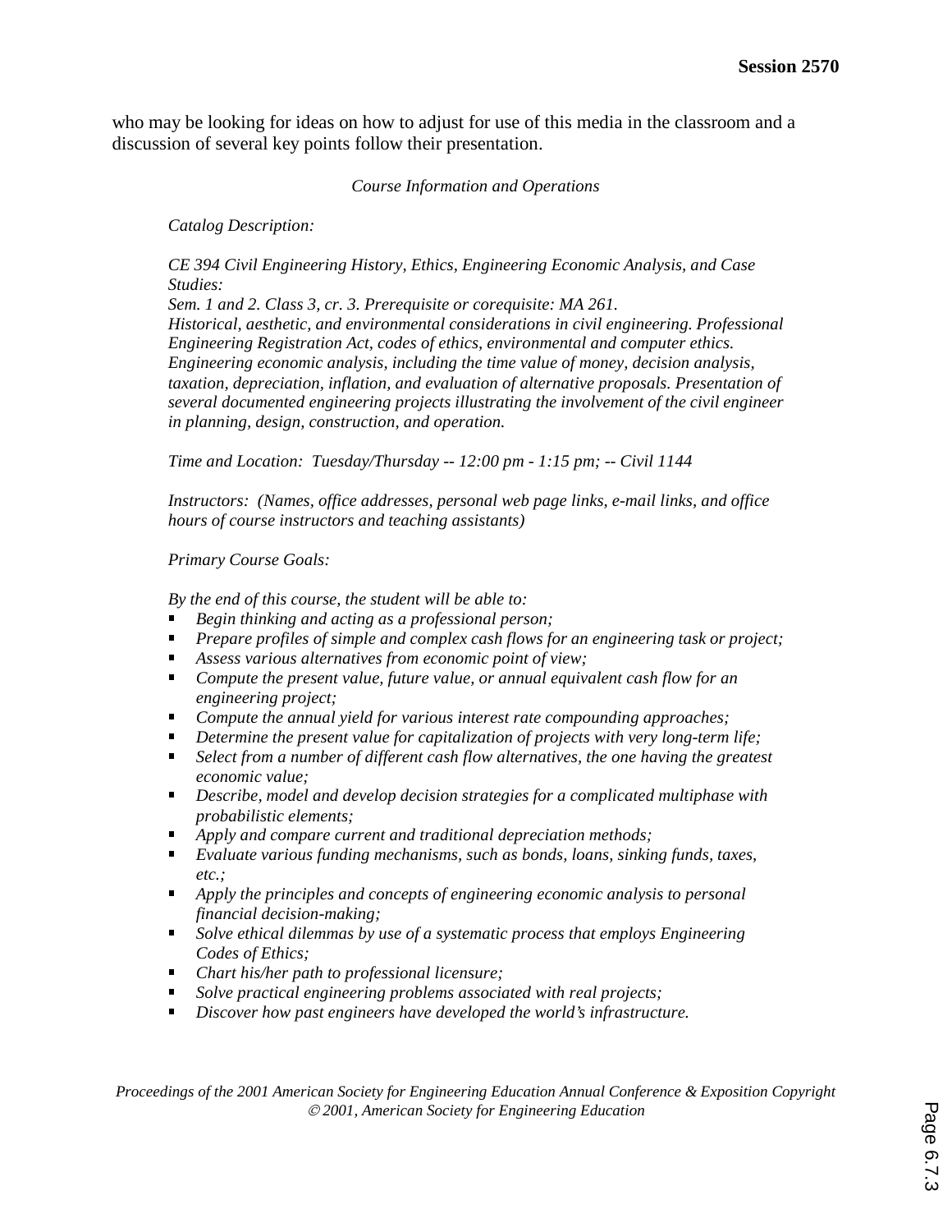who may be looking for ideas on how to adjust for use of this media in the classroom and a discussion of several key points follow their presentation.

*Course Information and Operations*

*Catalog Description:*

*CE 394 Civil Engineering History, Ethics, Engineering Economic Analysis, and Case Studies:*
*Sem. 1 and 2. Class 3, cr. 3. Prerequisite or corequisite: MA 261.*
*Historical, aesthetic, and environmental considerations in civil engineering. Professional Engineering Registration Act, codes of ethics, environmental and computer ethics. Engineering economic analysis, including the time value of money, decision analysis, taxation, depreciation, inflation, and evaluation of alternative proposals. Presentation of several documented engineering projects illustrating the involvement of the civil engineer in planning, design, construction, and operation.*

*Time and Location: Tuesday/Thursday -- 12:00 pm - 1:15 pm; -- Civil 1144*

*Instructors: (Names, office addresses, personal web page links, e-mail links, and office hours of course instructors and teaching assistants)*

*Primary Course Goals:*

*By the end of this course, the student will be able to:*

- *Begin thinking and acting as a professional person;*
- *Prepare profiles of simple and complex cash flows for an engineering task or project;*
- *Assess various alternatives from economic point of view;*
- *Compute the present value, future value, or annual equivalent cash flow for an engineering project;*
- *Compute the annual yield for various interest rate compounding approaches;*
- *Determine the present value for capitalization of projects with very long-term life;*
- *Select from a number of different cash flow alternatives, the one having the greatest economic value;*
- *Describe, model and develop decision strategies for a complicated multiphase with probabilistic elements;*
- *Apply and compare current and traditional depreciation methods;*
- *Evaluate various funding mechanisms, such as bonds, loans, sinking funds, taxes, etc.;*
- *Apply the principles and concepts of engineering economic analysis to personal financial decision-making;*
- *Solve ethical dilemmas by use of a systematic process that employs Engineering Codes of Ethics;*
- *Chart his/her path to professional licensure;*
- *Solve practical engineering problems associated with real projects;*
- *Discover how past engineers have developed the world's infrastructure.*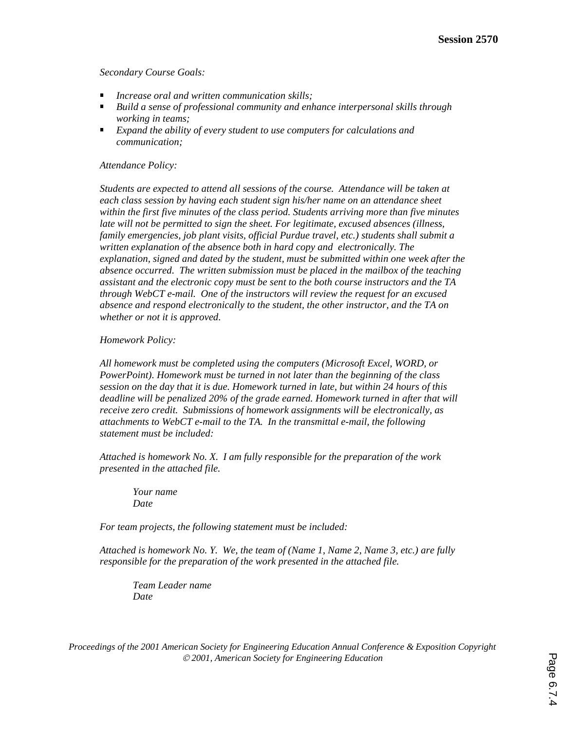*Secondary Course Goals:*

- *Increase oral and written communication skills;*
- *Build a sense of professional community and enhance interpersonal skills through working in teams;*
- *Expand the ability of every student to use computers for calculations and communication;*

*Attendance Policy:*

*Students are expected to attend all sessions of the course. Attendance will be taken at each class session by having each student sign his/her name on an attendance sheet within the first five minutes of the class period. Students arriving more than five minutes late will not be permitted to sign the sheet. For legitimate, excused absences (illness, family emergencies, job plant visits, official Purdue travel, etc.) students shall submit a written explanation of the absence both in hard copy and electronically. The explanation, signed and dated by the student, must be submitted within one week after the absence occurred. The written submission must be placed in the mailbox of the teaching assistant and the electronic copy must be sent to the both course instructors and the TA through WebCT e-mail. One of the instructors will review the request for an excused absence and respond electronically to the student, the other instructor, and the TA on whether or not it is approved.*

*Homework Policy:*

*All homework must be completed using the computers (Microsoft Excel, WORD, or PowerPoint). Homework must be turned in not later than the beginning of the class session on the day that it is due. Homework turned in late, but within 24 hours of this deadline will be penalized 20% of the grade earned. Homework turned in after that will receive zero credit. Submissions of homework assignments will be electronically, as attachments to WebCT e-mail to the TA. In the transmittal e-mail, the following statement must be included:*

*Attached is homework No. X. I am fully responsible for the preparation of the work presented in the attached file.*

> *Your name*
> *Date*

*For team projects, the following statement must be included:*

*Attached is homework No. Y. We, the team of (Name 1, Name 2, Name 3, etc.) are fully responsible for the preparation of the work presented in the attached file.*

> *Team Leader name*
> *Date*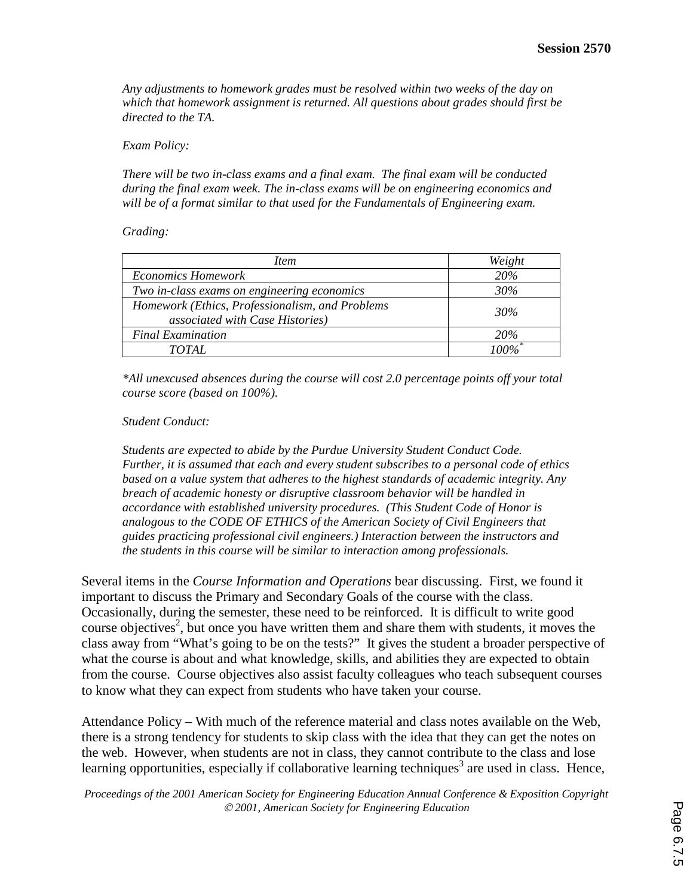*Any adjustments to homework grades must be resolved within two weeks of the day on which that homework assignment is returned. All questions about grades should first be directed to the TA.*

*Exam Policy:*

*There will be two in-class exams and a final exam. The final exam will be conducted during the final exam week. The in-class exams will be on engineering economics and will be of a format similar to that used for the Fundamentals of Engineering exam.*

*Grading:*

| *Item* | *Weight* |
|---|---|
| *Economics Homework* | *20%* |
| *Two in-class exams on engineering economics* | *30%* |
| *Homework (Ethics, Professionalism, and Problems associated with Case Histories)* | *30%* |
| *Final Examination* | *20%* |
| *TOTAL* | *100%\** |

*\*All unexcused absences during the course will cost 2.0 percentage points off your total course score (based on 100%).*

*Student Conduct:*

*Students are expected to abide by the Purdue University Student Conduct Code. Further, it is assumed that each and every student subscribes to a personal code of ethics based on a value system that adheres to the highest standards of academic integrity. Any breach of academic honesty or disruptive classroom behavior will be handled in accordance with established university procedures. (This Student Code of Honor is analogous to the CODE OF ETHICS of the American Society of Civil Engineers that guides practicing professional civil engineers.) Interaction between the instructors and the students in this course will be similar to interaction among professionals.*

Several items in the *Course Information and Operations* bear discussing. First, we found it important to discuss the Primary and Secondary Goals of the course with the class. Occasionally, during the semester, these need to be reinforced. It is difficult to write good course objectives[2], but once you have written them and share them with students, it moves the class away from "What's going to be on the tests?" It gives the student a broader perspective of what the course is about and what knowledge, skills, and abilities they are expected to obtain from the course. Course objectives also assist faculty colleagues who teach subsequent courses to know what they can expect from students who have taken your course.

Attendance Policy – With much of the reference material and class notes available on the Web, there is a strong tendency for students to skip class with the idea that they can get the notes on the web. However, when students are not in class, they cannot contribute to the class and lose learning opportunities, especially if collaborative learning techniques[3] are used in class. Hence,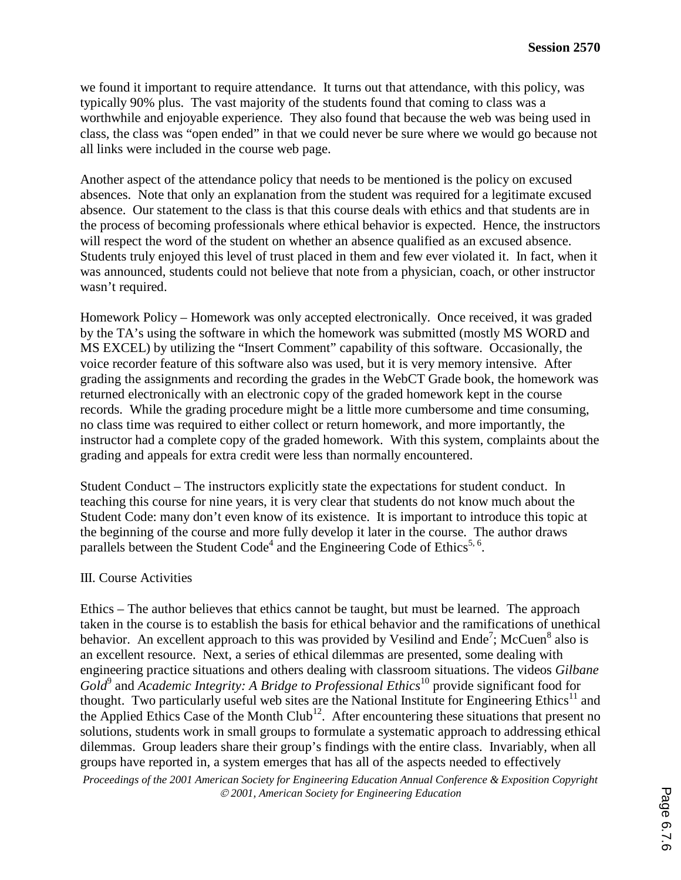we found it important to require attendance. It turns out that attendance, with this policy, was typically 90% plus. The vast majority of the students found that coming to class was a worthwhile and enjoyable experience. They also found that because the web was being used in class, the class was "open ended" in that we could never be sure where we would go because not all links were included in the course web page.

Another aspect of the attendance policy that needs to be mentioned is the policy on excused absences. Note that only an explanation from the student was required for a legitimate excused absence. Our statement to the class is that this course deals with ethics and that students are in the process of becoming professionals where ethical behavior is expected. Hence, the instructors will respect the word of the student on whether an absence qualified as an excused absence. Students truly enjoyed this level of trust placed in them and few ever violated it. In fact, when it was announced, students could not believe that note from a physician, coach, or other instructor wasn't required.

Homework Policy – Homework was only accepted electronically. Once received, it was graded by the TA's using the software in which the homework was submitted (mostly MS WORD and MS EXCEL) by utilizing the "Insert Comment" capability of this software. Occasionally, the voice recorder feature of this software also was used, but it is very memory intensive. After grading the assignments and recording the grades in the WebCT Grade book, the homework was returned electronically with an electronic copy of the graded homework kept in the course records. While the grading procedure might be a little more cumbersome and time consuming, no class time was required to either collect or return homework, and more importantly, the instructor had a complete copy of the graded homework. With this system, complaints about the grading and appeals for extra credit were less than normally encountered.

Student Conduct – The instructors explicitly state the expectations for student conduct. In teaching this course for nine years, it is very clear that students do not know much about the Student Code: many don't even know of its existence. It is important to introduce this topic at the beginning of the course and more fully develop it later in the course. The author draws parallels between the Student Code[4] and the Engineering Code of Ethics[5, 6].

III. Course Activities

Ethics – The author believes that ethics cannot be taught, but must be learned. The approach taken in the course is to establish the basis for ethical behavior and the ramifications of unethical behavior. An excellent approach to this was provided by Vesilind and Ende[7]; McCuen[8] also is an excellent resource. Next, a series of ethical dilemmas are presented, some dealing with engineering practice situations and others dealing with classroom situations. The videos *Gilbane Gold*[9] and *Academic Integrity: A Bridge to Professional Ethics*[10] provide significant food for thought. Two particularly useful web sites are the National Institute for Engineering Ethics[11] and the Applied Ethics Case of the Month Club[12]. After encountering these situations that present no solutions, students work in small groups to formulate a systematic approach to addressing ethical dilemmas. Group leaders share their group's findings with the entire class. Invariably, when all groups have reported in, a system emerges that has all of the aspects needed to effectively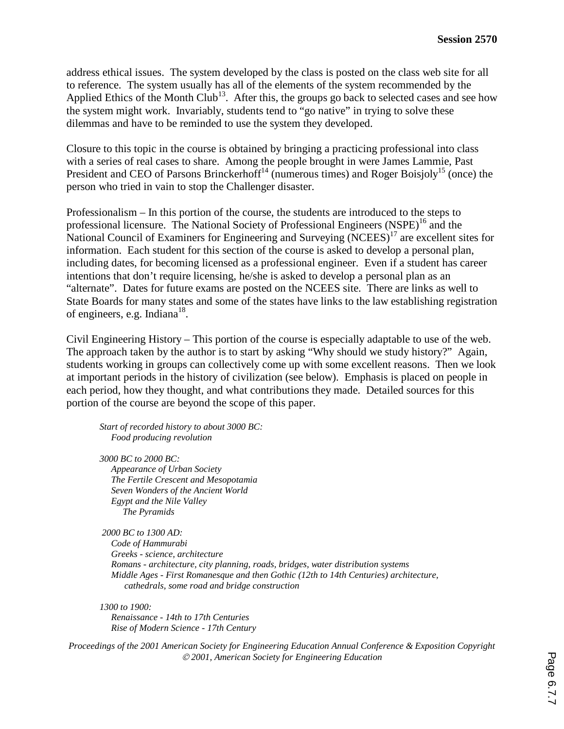address ethical issues. The system developed by the class is posted on the class web site for all to reference. The system usually has all of the elements of the system recommended by the Applied Ethics of the Month Club[13]. After this, the groups go back to selected cases and see how the system might work. Invariably, students tend to "go native" in trying to solve these dilemmas and have to be reminded to use the system they developed.

Closure to this topic in the course is obtained by bringing a practicing professional into class with a series of real cases to share. Among the people brought in were James Lammie, Past President and CEO of Parsons Brinckerhoff[14] (numerous times) and Roger Boisjoly[15] (once) the person who tried in vain to stop the Challenger disaster.

Professionalism – In this portion of the course, the students are introduced to the steps to professional licensure. The National Society of Professional Engineers (NSPE)[16] and the National Council of Examiners for Engineering and Surveying (NCEES)[17] are excellent sites for information. Each student for this section of the course is asked to develop a personal plan, including dates, for becoming licensed as a professional engineer. Even if a student has career intentions that don't require licensing, he/she is asked to develop a personal plan as an "alternate". Dates for future exams are posted on the NCEES site. There are links as well to State Boards for many states and some of the states have links to the law establishing registration of engineers, e.g. Indiana[18].

Civil Engineering History – This portion of the course is especially adaptable to use of the web. The approach taken by the author is to start by asking "Why should we study history?" Again, students working in groups can collectively come up with some excellent reasons. Then we look at important periods in the history of civilization (see below). Emphasis is placed on people in each period, how they thought, and what contributions they made. Detailed sources for this portion of the course are beyond the scope of this paper.

*Start of recorded history to about 3000 BC:*
- *Food producing revolution*

*3000 BC to 2000 BC:*
- *Appearance of Urban Society*
- *The Fertile Crescent and Mesopotamia*
- *Seven Wonders of the Ancient World*
- *Egypt and the Nile Valley*
  - *The Pyramids*

*2000 BC to 1300 AD:*
- *Code of Hammurabi*
- *Greeks - science, architecture*
- *Romans - architecture, city planning, roads, bridges, water distribution systems*
- *Middle Ages - First Romanesque and then Gothic (12th to 14th Centuries) architecture, cathedrals, some road and bridge construction*

*1300 to 1900:*
- *Renaissance - 14th to 17th Centuries*
- *Rise of Modern Science - 17th Century*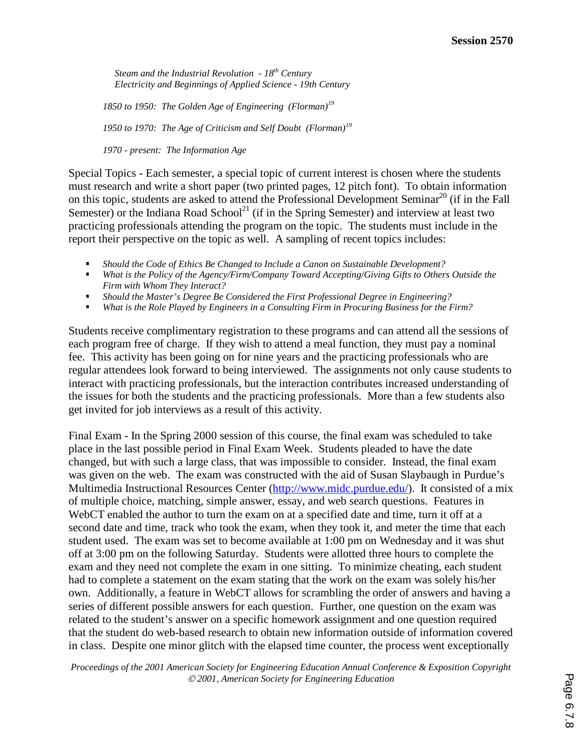*Steam and the Industrial Revolution - 18th Century*
*Electricity and Beginnings of Applied Science - 19th Century*

*1850 to 1950: The Golden Age of Engineering (Florman)*[19]

*1950 to 1970: The Age of Criticism and Self Doubt (Florman)*[19]

*1970 - present: The Information Age*

Special Topics - Each semester, a special topic of current interest is chosen where the students must research and write a short paper (two printed pages, 12 pitch font). To obtain information on this topic, students are asked to attend the Professional Development Seminar[20] (if in the Fall Semester) or the Indiana Road School[21] (if in the Spring Semester) and interview at least two practicing professionals attending the program on the topic. The students must include in the report their perspective on the topic as well. A sampling of recent topics includes:

- *Should the Code of Ethics Be Changed to Include a Canon on Sustainable Development?*
- *What is the Policy of the Agency/Firm/Company Toward Accepting/Giving Gifts to Others Outside the Firm with Whom They Interact?*
- *Should the Master's Degree Be Considered the First Professional Degree in Engineering?*
- *What is the Role Played by Engineers in a Consulting Firm in Procuring Business for the Firm?*

Students receive complimentary registration to these programs and can attend all the sessions of each program free of charge. If they wish to attend a meal function, they must pay a nominal fee. This activity has been going on for nine years and the practicing professionals who are regular attendees look forward to being interviewed. The assignments not only cause students to interact with practicing professionals, but the interaction contributes increased understanding of the issues for both the students and the practicing professionals. More than a few students also get invited for job interviews as a result of this activity.

Final Exam - In the Spring 2000 session of this course, the final exam was scheduled to take place in the last possible period in Final Exam Week. Students pleaded to have the date changed, but with such a large class, that was impossible to consider. Instead, the final exam was given on the web. The exam was constructed with the aid of Susan Slaybaugh in Purdue's Multimedia Instructional Resources Center (http://www.midc.purdue.edu/). It consisted of a mix of multiple choice, matching, simple answer, essay, and web search questions. Features in WebCT enabled the author to turn the exam on at a specified date and time, turn it off at a second date and time, track who took the exam, when they took it, and meter the time that each student used. The exam was set to become available at 1:00 pm on Wednesday and it was shut off at 3:00 pm on the following Saturday. Students were allotted three hours to complete the exam and they need not complete the exam in one sitting. To minimize cheating, each student had to complete a statement on the exam stating that the work on the exam was solely his/her own. Additionally, a feature in WebCT allows for scrambling the order of answers and having a series of different possible answers for each question. Further, one question on the exam was related to the student's answer on a specific homework assignment and one question required that the student do web-based research to obtain new information outside of information covered in class. Despite one minor glitch with the elapsed time counter, the process went exceptionally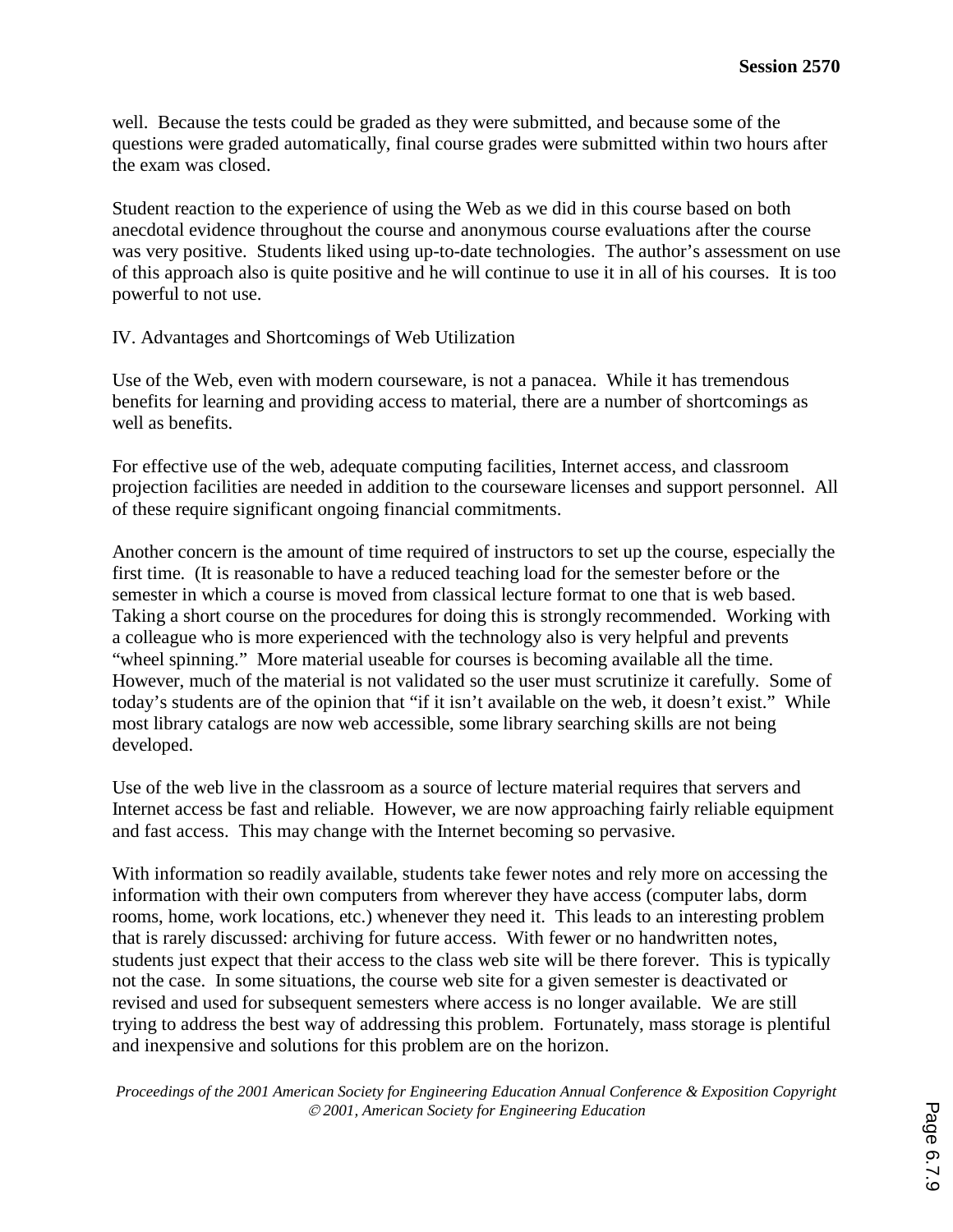well. Because the tests could be graded as they were submitted, and because some of the questions were graded automatically, final course grades were submitted within two hours after the exam was closed.

Student reaction to the experience of using the Web as we did in this course based on both anecdotal evidence throughout the course and anonymous course evaluations after the course was very positive. Students liked using up-to-date technologies. The author's assessment on use of this approach also is quite positive and he will continue to use it in all of his courses. It is too powerful to not use.

## IV. Advantages and Shortcomings of Web Utilization

Use of the Web, even with modern courseware, is not a panacea. While it has tremendous benefits for learning and providing access to material, there are a number of shortcomings as well as benefits.

For effective use of the web, adequate computing facilities, Internet access, and classroom projection facilities are needed in addition to the courseware licenses and support personnel. All of these require significant ongoing financial commitments.

Another concern is the amount of time required of instructors to set up the course, especially the first time. (It is reasonable to have a reduced teaching load for the semester before or the semester in which a course is moved from classical lecture format to one that is web based. Taking a short course on the procedures for doing this is strongly recommended. Working with a colleague who is more experienced with the technology also is very helpful and prevents "wheel spinning." More material useable for courses is becoming available all the time. However, much of the material is not validated so the user must scrutinize it carefully. Some of today's students are of the opinion that "if it isn't available on the web, it doesn't exist." While most library catalogs are now web accessible, some library searching skills are not being developed.

Use of the web live in the classroom as a source of lecture material requires that servers and Internet access be fast and reliable. However, we are now approaching fairly reliable equipment and fast access. This may change with the Internet becoming so pervasive.

With information so readily available, students take fewer notes and rely more on accessing the information with their own computers from wherever they have access (computer labs, dorm rooms, home, work locations, etc.) whenever they need it. This leads to an interesting problem that is rarely discussed: archiving for future access. With fewer or no handwritten notes, students just expect that their access to the class web site will be there forever. This is typically not the case. In some situations, the course web site for a given semester is deactivated or revised and used for subsequent semesters where access is no longer available. We are still trying to address the best way of addressing this problem. Fortunately, mass storage is plentiful and inexpensive and solutions for this problem are on the horizon.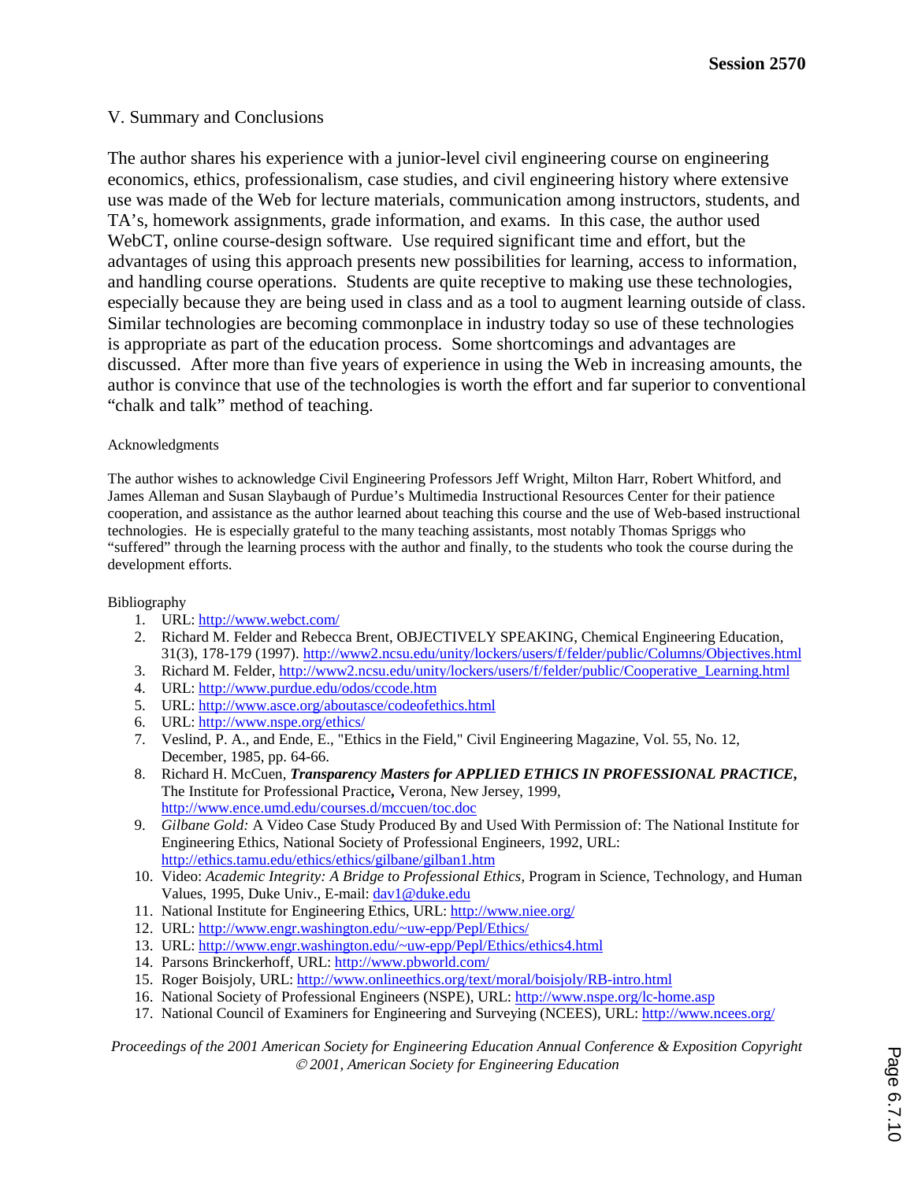## V. Summary and Conclusions

The author shares his experience with a junior-level civil engineering course on engineering economics, ethics, professionalism, case studies, and civil engineering history where extensive use was made of the Web for lecture materials, communication among instructors, students, and TA's, homework assignments, grade information, and exams. In this case, the author used WebCT, online course-design software. Use required significant time and effort, but the advantages of using this approach presents new possibilities for learning, access to information, and handling course operations. Students are quite receptive to making use these technologies, especially because they are being used in class and as a tool to augment learning outside of class. Similar technologies are becoming commonplace in industry today so use of these technologies is appropriate as part of the education process. Some shortcomings and advantages are discussed. After more than five years of experience in using the Web in increasing amounts, the author is convince that use of the technologies is worth the effort and far superior to conventional "chalk and talk" method of teaching.

### Acknowledgments

The author wishes to acknowledge Civil Engineering Professors Jeff Wright, Milton Harr, Robert Whitford, and James Alleman and Susan Slaybaugh of Purdue's Multimedia Instructional Resources Center for their patience cooperation, and assistance as the author learned about teaching this course and the use of Web-based instructional technologies. He is especially grateful to the many teaching assistants, most notably Thomas Spriggs who "suffered" through the learning process with the author and finally, to the students who took the course during the development efforts.

### Bibliography

1. URL: http://www.webct.com/
2. Richard M. Felder and Rebecca Brent, OBJECTIVELY SPEAKING, Chemical Engineering Education, 31(3), 178-179 (1997). http://www2.ncsu.edu/unity/lockers/users/f/felder/public/Columns/Objectives.html
3. Richard M. Felder, http://www2.ncsu.edu/unity/lockers/users/f/felder/public/Cooperative_Learning.html
4. URL: http://www.purdue.edu/odos/ccode.htm
5. URL: http://www.asce.org/aboutasce/codeofethics.html
6. URL: http://www.nspe.org/ethics/
7. Veslind, P. A., and Ende, E., "Ethics in the Field," Civil Engineering Magazine, Vol. 55, No. 12, December, 1985, pp. 64-66.
8. Richard H. McCuen, ***Transparency Masters for APPLIED ETHICS IN PROFESSIONAL PRACTICE*,** The Institute for Professional Practice**,** Verona, New Jersey, 1999, http://www.ence.umd.edu/courses.d/mccuen/toc.doc
9. *Gilbane Gold:* A Video Case Study Produced By and Used With Permission of: The National Institute for Engineering Ethics, National Society of Professional Engineers, 1992, URL: http://ethics.tamu.edu/ethics/ethics/gilbane/gilban1.htm
10. Video: *Academic Integrity: A Bridge to Professional Ethics*, Program in Science, Technology, and Human Values, 1995, Duke Univ., E-mail: dav1@duke.edu
11. National Institute for Engineering Ethics, URL: http://www.niee.org/
12. URL: http://www.engr.washington.edu/~uw-epp/Pepl/Ethics/
13. URL: http://www.engr.washington.edu/~uw-epp/Pepl/Ethics/ethics4.html
14. Parsons Brinckerhoff, URL: http://www.pbworld.com/
15. Roger Boisjoly, URL: http://www.onlineethics.org/text/moral/boisjoly/RB-intro.html
16. National Society of Professional Engineers (NSPE), URL: http://www.nspe.org/lc-home.asp
17. National Council of Examiners for Engineering and Surveying (NCEES), URL: http://www.ncees.org/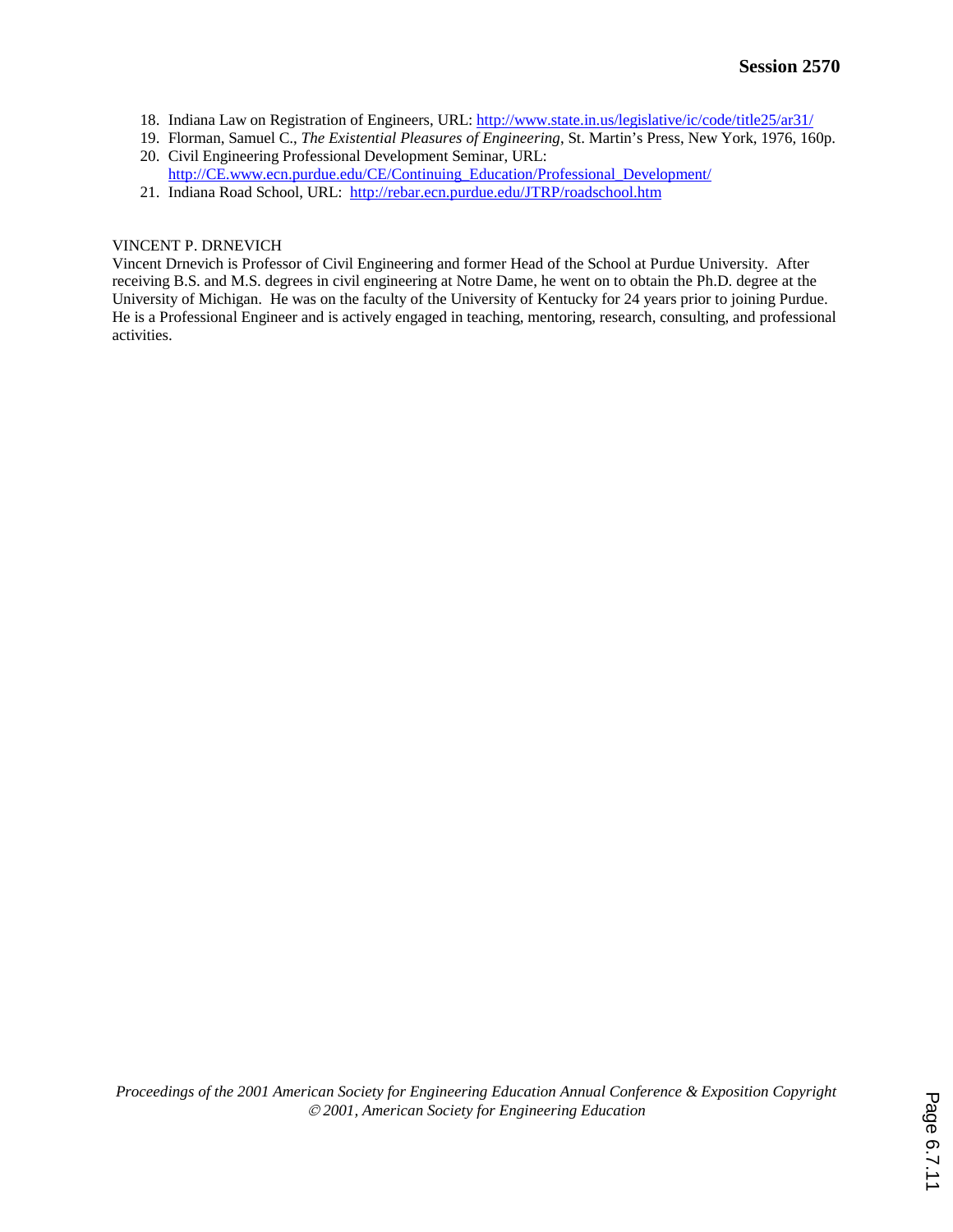18. Indiana Law on Registration of Engineers, URL: http://www.state.in.us/legislative/ic/code/title25/ar31/
19. Florman, Samuel C., *The Existential Pleasures of Engineering*, St. Martin's Press, New York, 1976, 160p.
20. Civil Engineering Professional Development Seminar, URL: http://CE.www.ecn.purdue.edu/CE/Continuing_Education/Professional_Development/
21. Indiana Road School, URL: http://rebar.ecn.purdue.edu/JTRP/roadschool.htm

VINCENT P. DRNEVICH

Vincent Drnevich is Professor of Civil Engineering and former Head of the School at Purdue University. After receiving B.S. and M.S. degrees in civil engineering at Notre Dame, he went on to obtain the Ph.D. degree at the University of Michigan. He was on the faculty of the University of Kentucky for 24 years prior to joining Purdue. He is a Professional Engineer and is actively engaged in teaching, mentoring, research, consulting, and professional activities.